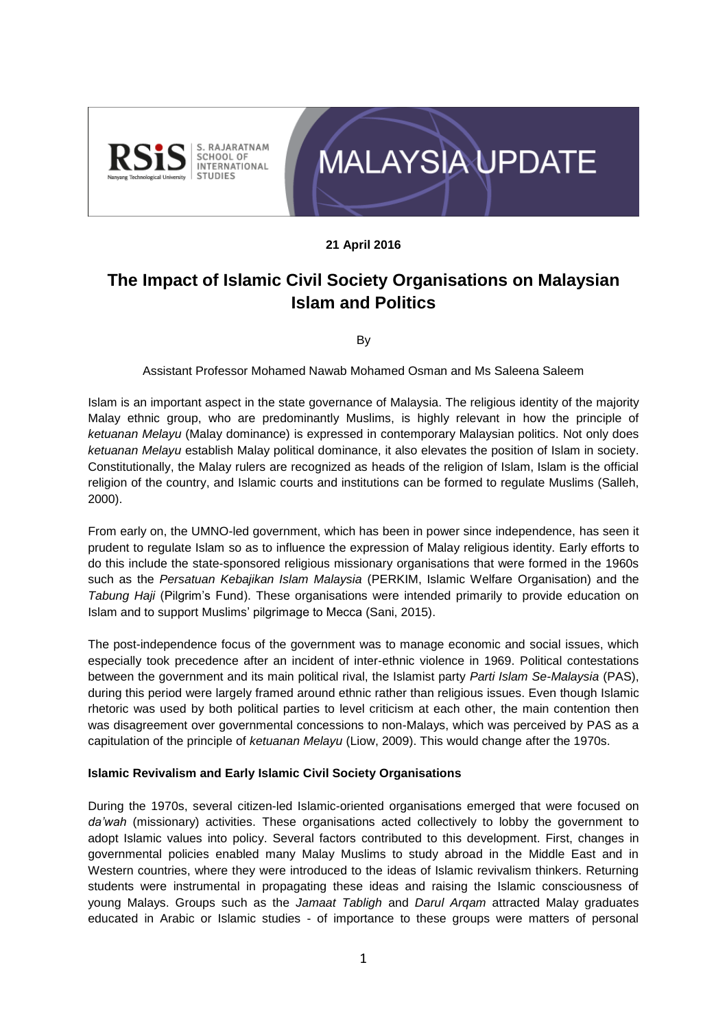MALAYSIA UPDATE

**21 April 2016**

# The Impact of Islamic Civil Society Organisations on Malaysian Islam and Politics

By

Assistant Professor Mohamed Nawab Mohamed Osman and Ms Saleena Saleem

Islam is an important aspect in the state governance of Malaysia. The religious identity of the majority Malay ethnic group, who are predominantly Muslims, is highly relevant in how the principle of *ketuanan Melayu* (Malay dominance) is expressed in contemporary Malaysian politics. Not only does *ketuanan Melayu* establish Malay political dominance, it also elevates the position of Islam in society. Constitutionally, the Malay rulers are recognized as heads of the religion of Islam, Islam is the official religion of the country, and Islamic courts and institutions can be formed to regulate Muslims (Salleh, 2000).

From early on, the UMNO-led government, which has been in power since independence, has seen it prudent to regulate Islam so as to influence the expression of Malay religious identity. Early efforts to do this include the state-sponsored religious missionary organisations that were formed in the 1960s such as the *Persatuan Kebajikan Islam Malaysia* (PERKIM, Islamic Welfare Organisation) and the *Tabung Haji* (Pilgrim's Fund). These organisations were intended primarily to provide education on Islam and to support Muslims' pilgrimage to Mecca (Sani, 2015).

The post-independence focus of the government was to manage economic and social issues, which especially took precedence after an incident of inter-ethnic violence in 1969. Political contestations between the government and its main political rival, the Islamist party *Parti Islam Se-Malaysia* (PAS), during this period were largely framed around ethnic rather than religious issues. Even though Islamic rhetoric was used by both political parties to level criticism at each other, the main contention then was disagreement over governmental concessions to non-Malays, which was perceived by PAS as a capitulation of the principle of *ketuanan Melayu* (Liow, 2009). This would change after the 1970s.

**Islamic Revivalism and Early Islamic Civil Society Organisations**

During the 1970s, several citizen-led Islamic-oriented organisations emerged that were focused on *da'wah* (missionary) activities. These organisations acted collectively to lobby the government to adopt Islamic values into policy. Several factors contributed to this development. First, changes in governmental policies enabled many Malay Muslims to study abroad in the Middle East and in Western countries, where they were introduced to the ideas of Islamic revivalism thinkers. Returning students were instrumental in propagating these ideas and raising the Islamic consciousness of young Malays. Groups such as the *Jamaat Tabligh* and *Darul Arqam* attracted Malay graduates educated in Arabic or Islamic studies - of importance to these groups were matters of personal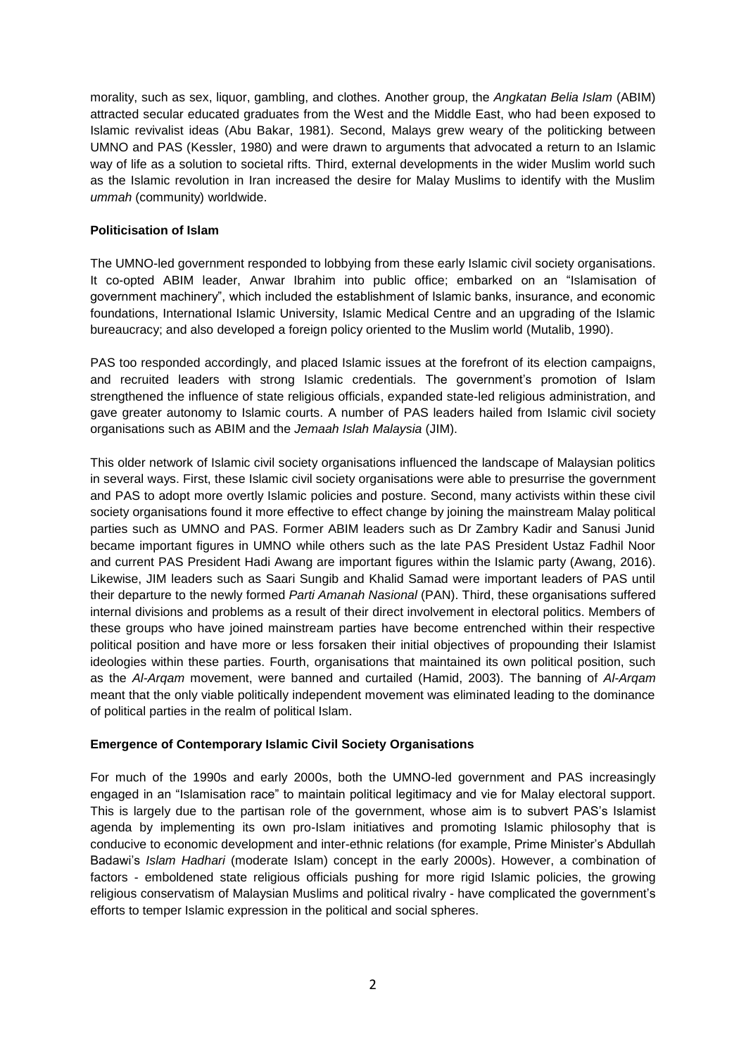morality, such as sex, liquor, gambling, and clothes. Another group, the *Angkatan Belia Islam* (ABIM) attracted secular educated graduates from the West and the Middle East, who had been exposed to Islamic revivalist ideas (Abu Bakar, 1981). Second, Malays grew weary of the politicking between UMNO and PAS (Kessler, 1980) and were drawn to arguments that advocated a return to an Islamic way of life as a solution to societal rifts. Third, external developments in the wider Muslim world such as the Islamic revolution in Iran increased the desire for Malay Muslims to identify with the Muslim *ummah* (community) worldwide.

**Politicisation of Islam**

The UMNO-led government responded to lobbying from these early Islamic civil society organisations. It co-opted ABIM leader, Anwar Ibrahim into public office; embarked on an "Islamisation of government machinery", which included the establishment of Islamic banks, insurance, and economic foundations, International Islamic University, Islamic Medical Centre and an upgrading of the Islamic bureaucracy; and also developed a foreign policy oriented to the Muslim world (Mutalib, 1990).

PAS too responded accordingly, and placed Islamic issues at the forefront of its election campaigns, and recruited leaders with strong Islamic credentials. The government's promotion of Islam strengthened the influence of state religious officials, expanded state-led religious administration, and gave greater autonomy to Islamic courts. A number of PAS leaders hailed from Islamic civil society organisations such as ABIM and the *Jemaah Islah Malaysia* (JIM).

This older network of Islamic civil society organisations influenced the landscape of Malaysian politics in several ways. First, these Islamic civil society organisations were able to presurrise the government and PAS to adopt more overtly Islamic policies and posture. Second, many activists within these civil society organisations found it more effective to effect change by joining the mainstream Malay political parties such as UMNO and PAS. Former ABIM leaders such as Dr Zambry Kadir and Sanusi Junid became important figures in UMNO while others such as the late PAS President Ustaz Fadhil Noor and current PAS President Hadi Awang are important figures within the Islamic party (Awang, 2016). Likewise, JIM leaders such as Saari Sungib and Khalid Samad were important leaders of PAS until their departure to the newly formed *Parti Amanah Nasional* (PAN). Third, these organisations suffered internal divisions and problems as a result of their direct involvement in electoral politics. Members of these groups who have joined mainstream parties have become entrenched within their respective political position and have more or less forsaken their initial objectives of propounding their Islamist ideologies within these parties. Fourth, organisations that maintained its own political position, such as the *Al-Arqam* movement, were banned and curtailed (Hamid, 2003). The banning of *Al-Arqam* meant that the only viable politically independent movement was eliminated leading to the dominance of political parties in the realm of political Islam.

**Emergence of Contemporary Islamic Civil Society Organisations**

For much of the 1990s and early 2000s, both the UMNO-led government and PAS increasingly engaged in an "Islamisation race" to maintain political legitimacy and vie for Malay electoral support. This is largely due to the partisan role of the government, whose aim is to subvert PAS's Islamist agenda by implementing its own pro-Islam initiatives and promoting Islamic philosophy that is conducive to economic development and inter-ethnic relations (for example, Prime Minister's Abdullah Badawi's *Islam Hadhari* (moderate Islam) concept in the early 2000s). However, a combination of factors - emboldened state religious officials pushing for more rigid Islamic policies, the growing religious conservatism of Malaysian Muslims and political rivalry - have complicated the government's efforts to temper Islamic expression in the political and social spheres.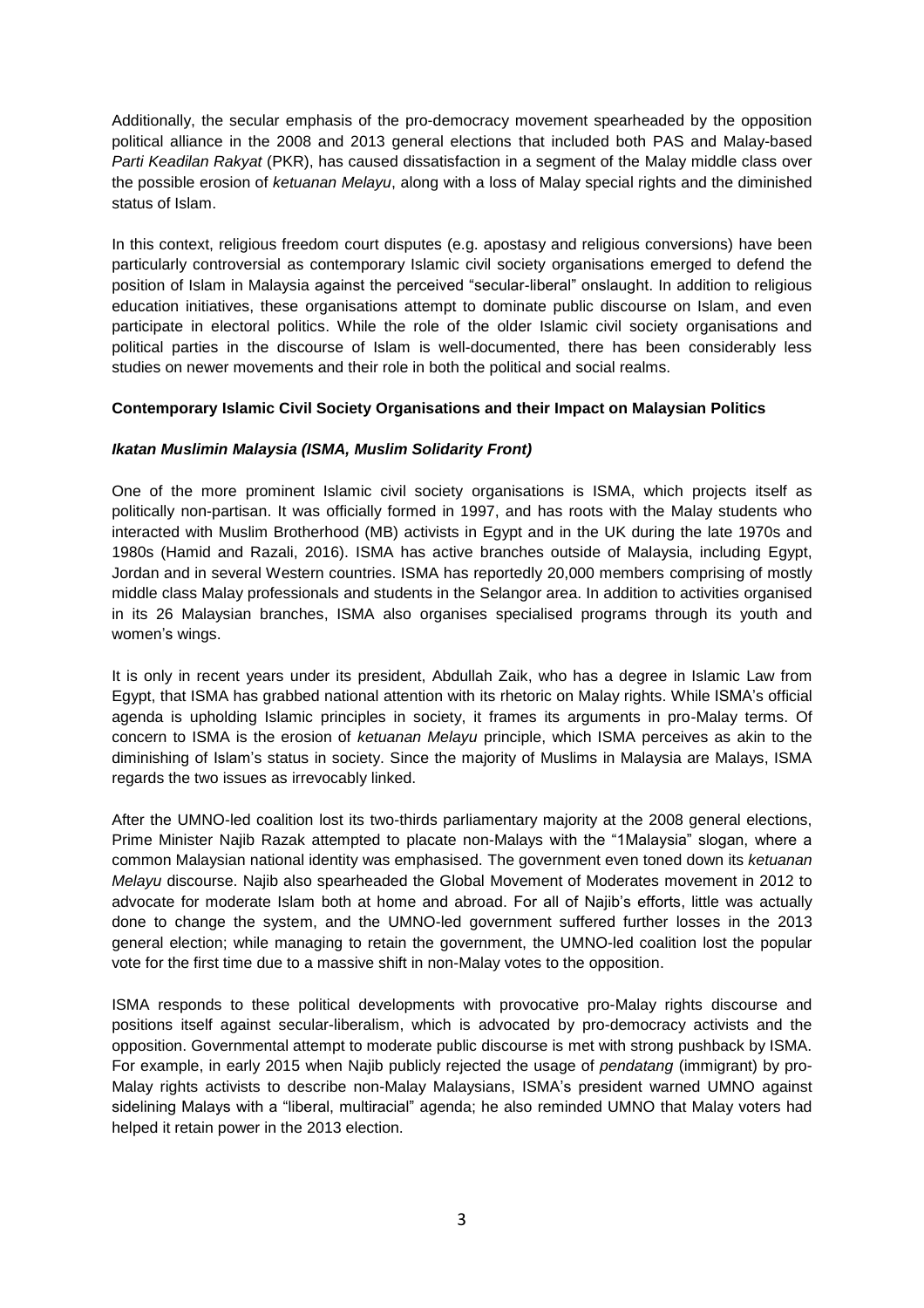Additionally, the secular emphasis of the pro-democracy movement spearheaded by the opposition political alliance in the 2008 and 2013 general elections that included both PAS and Malay-based *Parti Keadilan Rakyat* (PKR), has caused dissatisfaction in a segment of the Malay middle class over the possible erosion of *ketuanan Melayu*, along with a loss of Malay special rights and the diminished status of Islam.

In this context, religious freedom court disputes (e.g. apostasy and religious conversions) have been particularly controversial as contemporary Islamic civil society organisations emerged to defend the position of Islam in Malaysia against the perceived "secular-liberal" onslaught. In addition to religious education initiatives, these organisations attempt to dominate public discourse on Islam, and even participate in electoral politics. While the role of the older Islamic civil society organisations and political parties in the discourse of Islam is well-documented, there has been considerably less studies on newer movements and their role in both the political and social realms.

**Contemporary Islamic Civil Society Organisations and their Impact on Malaysian Politics**

***Ikatan Muslimin Malaysia (ISMA, Muslim Solidarity Front)***

One of the more prominent Islamic civil society organisations is ISMA, which projects itself as politically non-partisan. It was officially formed in 1997, and has roots with the Malay students who interacted with Muslim Brotherhood (MB) activists in Egypt and in the UK during the late 1970s and 1980s (Hamid and Razali, 2016). ISMA has active branches outside of Malaysia, including Egypt, Jordan and in several Western countries. ISMA has reportedly 20,000 members comprising of mostly middle class Malay professionals and students in the Selangor area. In addition to activities organised in its 26 Malaysian branches, ISMA also organises specialised programs through its youth and women's wings.

It is only in recent years under its president, Abdullah Zaik, who has a degree in Islamic Law from Egypt, that ISMA has grabbed national attention with its rhetoric on Malay rights. While ISMA's official agenda is upholding Islamic principles in society, it frames its arguments in pro-Malay terms. Of concern to ISMA is the erosion of *ketuanan Melayu* principle, which ISMA perceives as akin to the diminishing of Islam's status in society. Since the majority of Muslims in Malaysia are Malays, ISMA regards the two issues as irrevocably linked.

After the UMNO-led coalition lost its two-thirds parliamentary majority at the 2008 general elections, Prime Minister Najib Razak attempted to placate non-Malays with the "1Malaysia" slogan, where a common Malaysian national identity was emphasised. The government even toned down its *ketuanan Melayu* discourse. Najib also spearheaded the Global Movement of Moderates movement in 2012 to advocate for moderate Islam both at home and abroad. For all of Najib's efforts, little was actually done to change the system, and the UMNO-led government suffered further losses in the 2013 general election; while managing to retain the government, the UMNO-led coalition lost the popular vote for the first time due to a massive shift in non-Malay votes to the opposition.

ISMA responds to these political developments with provocative pro-Malay rights discourse and positions itself against secular-liberalism, which is advocated by pro-democracy activists and the opposition. Governmental attempt to moderate public discourse is met with strong pushback by ISMA. For example, in early 2015 when Najib publicly rejected the usage of *pendatang* (immigrant) by pro-Malay rights activists to describe non-Malay Malaysians, ISMA's president warned UMNO against sidelining Malays with a "liberal, multiracial" agenda; he also reminded UMNO that Malay voters had helped it retain power in the 2013 election.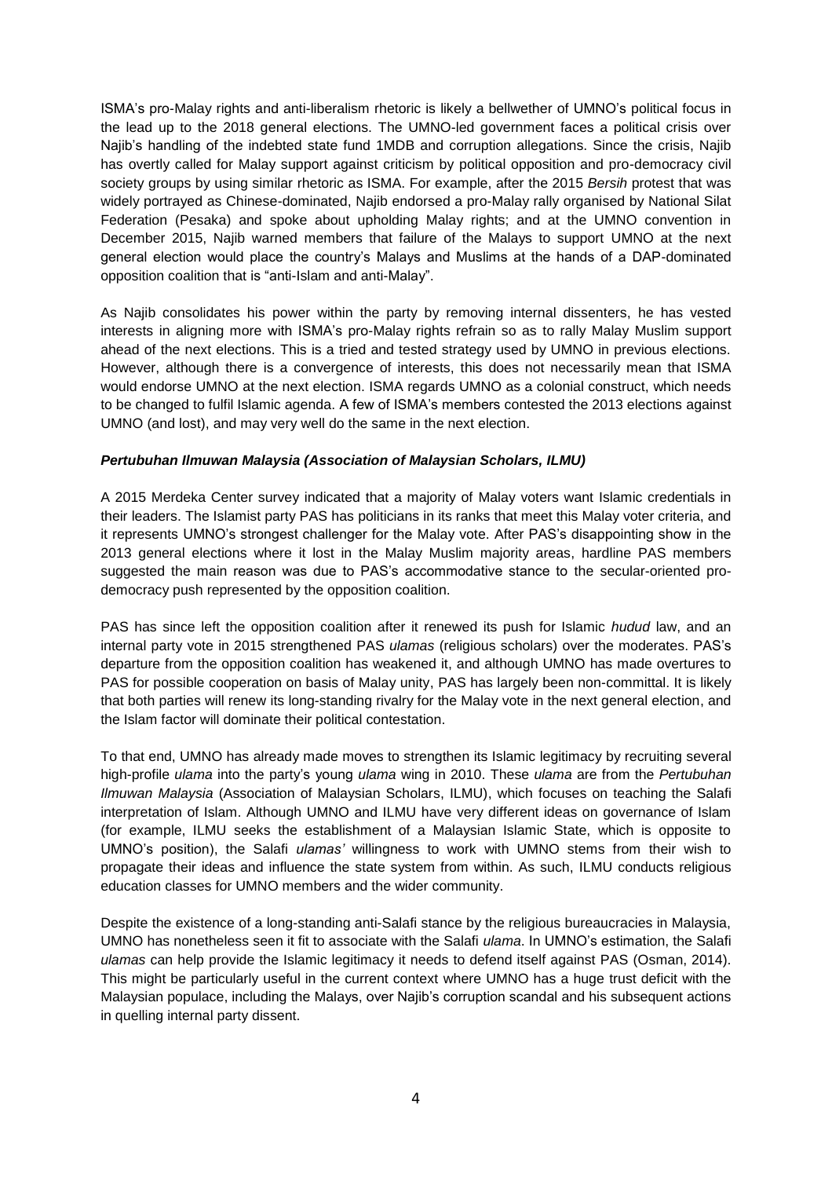ISMA's pro-Malay rights and anti-liberalism rhetoric is likely a bellwether of UMNO's political focus in the lead up to the 2018 general elections. The UMNO-led government faces a political crisis over Najib's handling of the indebted state fund 1MDB and corruption allegations. Since the crisis, Najib has overtly called for Malay support against criticism by political opposition and pro-democracy civil society groups by using similar rhetoric as ISMA. For example, after the 2015 *Bersih* protest that was widely portrayed as Chinese-dominated, Najib endorsed a pro-Malay rally organised by National Silat Federation (Pesaka) and spoke about upholding Malay rights; and at the UMNO convention in December 2015, Najib warned members that failure of the Malays to support UMNO at the next general election would place the country's Malays and Muslims at the hands of a DAP-dominated opposition coalition that is "anti-Islam and anti-Malay".

As Najib consolidates his power within the party by removing internal dissenters, he has vested interests in aligning more with ISMA's pro-Malay rights refrain so as to rally Malay Muslim support ahead of the next elections. This is a tried and tested strategy used by UMNO in previous elections. However, although there is a convergence of interests, this does not necessarily mean that ISMA would endorse UMNO at the next election. ISMA regards UMNO as a colonial construct, which needs to be changed to fulfil Islamic agenda. A few of ISMA's members contested the 2013 elections against UMNO (and lost), and may very well do the same in the next election.

***Pertubuhan Ilmuwan Malaysia (Association of Malaysian Scholars, ILMU)***

A 2015 Merdeka Center survey indicated that a majority of Malay voters want Islamic credentials in their leaders. The Islamist party PAS has politicians in its ranks that meet this Malay voter criteria, and it represents UMNO's strongest challenger for the Malay vote. After PAS's disappointing show in the 2013 general elections where it lost in the Malay Muslim majority areas, hardline PAS members suggested the main reason was due to PAS's accommodative stance to the secular-oriented pro-democracy push represented by the opposition coalition.

PAS has since left the opposition coalition after it renewed its push for Islamic *hudud* law, and an internal party vote in 2015 strengthened PAS *ulamas* (religious scholars) over the moderates. PAS's departure from the opposition coalition has weakened it, and although UMNO has made overtures to PAS for possible cooperation on basis of Malay unity, PAS has largely been non-committal. It is likely that both parties will renew its long-standing rivalry for the Malay vote in the next general election, and the Islam factor will dominate their political contestation.

To that end, UMNO has already made moves to strengthen its Islamic legitimacy by recruiting several high-profile *ulama* into the party's young *ulama* wing in 2010. These *ulama* are from the *Pertubuhan Ilmuwan Malaysia* (Association of Malaysian Scholars, ILMU), which focuses on teaching the Salafi interpretation of Islam. Although UMNO and ILMU have very different ideas on governance of Islam (for example, ILMU seeks the establishment of a Malaysian Islamic State, which is opposite to UMNO's position), the Salafi *ulamas'* willingness to work with UMNO stems from their wish to propagate their ideas and influence the state system from within. As such, ILMU conducts religious education classes for UMNO members and the wider community.

Despite the existence of a long-standing anti-Salafi stance by the religious bureaucracies in Malaysia, UMNO has nonetheless seen it fit to associate with the Salafi *ulama*. In UMNO's estimation, the Salafi *ulamas* can help provide the Islamic legitimacy it needs to defend itself against PAS (Osman, 2014). This might be particularly useful in the current context where UMNO has a huge trust deficit with the Malaysian populace, including the Malays, over Najib's corruption scandal and his subsequent actions in quelling internal party dissent.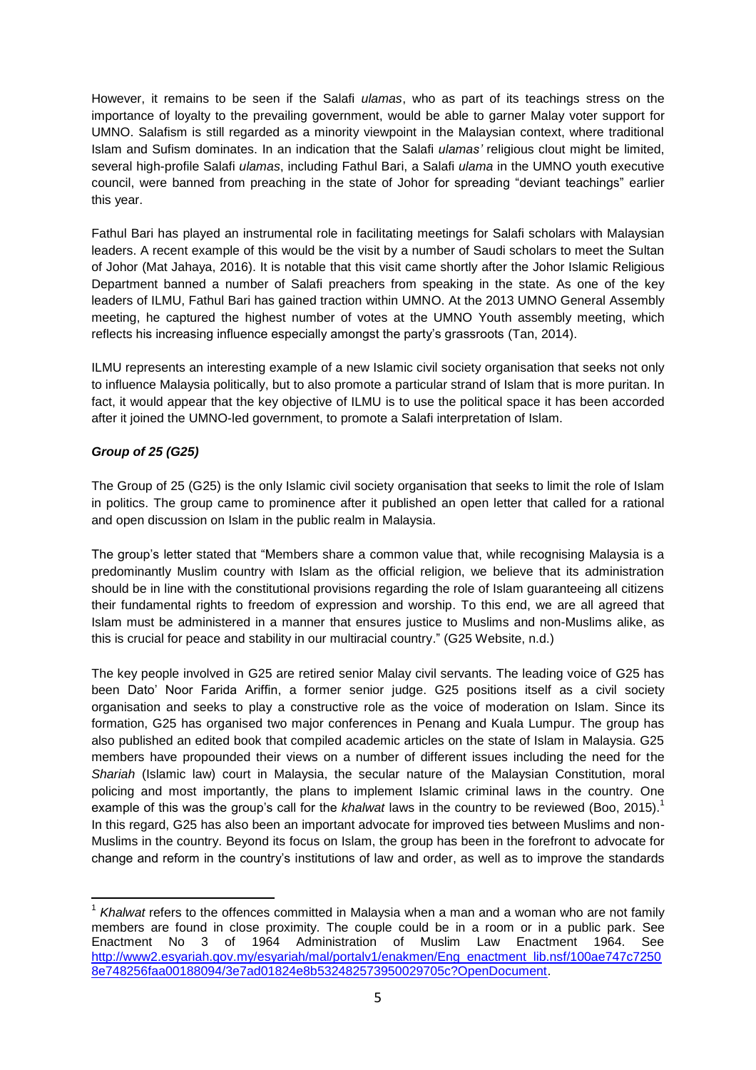However, it remains to be seen if the Salafi *ulamas*, who as part of its teachings stress on the importance of loyalty to the prevailing government, would be able to garner Malay voter support for UMNO. Salafism is still regarded as a minority viewpoint in the Malaysian context, where traditional Islam and Sufism dominates. In an indication that the Salafi *ulamas'* religious clout might be limited, several high-profile Salafi *ulamas*, including Fathul Bari, a Salafi *ulama* in the UMNO youth executive council, were banned from preaching in the state of Johor for spreading "deviant teachings" earlier this year.

Fathul Bari has played an instrumental role in facilitating meetings for Salafi scholars with Malaysian leaders. A recent example of this would be the visit by a number of Saudi scholars to meet the Sultan of Johor (Mat Jahaya, 2016). It is notable that this visit came shortly after the Johor Islamic Religious Department banned a number of Salafi preachers from speaking in the state. As one of the key leaders of ILMU, Fathul Bari has gained traction within UMNO. At the 2013 UMNO General Assembly meeting, he captured the highest number of votes at the UMNO Youth assembly meeting, which reflects his increasing influence especially amongst the party's grassroots (Tan, 2014).

ILMU represents an interesting example of a new Islamic civil society organisation that seeks not only to influence Malaysia politically, but to also promote a particular strand of Islam that is more puritan. In fact, it would appear that the key objective of ILMU is to use the political space it has been accorded after it joined the UMNO-led government, to promote a Salafi interpretation of Islam.

### ***Group of 25 (G25)***

The Group of 25 (G25) is the only Islamic civil society organisation that seeks to limit the role of Islam in politics. The group came to prominence after it published an open letter that called for a rational and open discussion on Islam in the public realm in Malaysia.

The group's letter stated that "Members share a common value that, while recognising Malaysia is a predominantly Muslim country with Islam as the official religion, we believe that its administration should be in line with the constitutional provisions regarding the role of Islam guaranteeing all citizens their fundamental rights to freedom of expression and worship. To this end, we are all agreed that Islam must be administered in a manner that ensures justice to Muslims and non-Muslims alike, as this is crucial for peace and stability in our multiracial country." (G25 Website, n.d.)

The key people involved in G25 are retired senior Malay civil servants. The leading voice of G25 has been Dato' Noor Farida Ariffin, a former senior judge. G25 positions itself as a civil society organisation and seeks to play a constructive role as the voice of moderation on Islam. Since its formation, G25 has organised two major conferences in Penang and Kuala Lumpur. The group has also published an edited book that compiled academic articles on the state of Islam in Malaysia. G25 members have propounded their views on a number of different issues including the need for the *Shariah* (Islamic law) court in Malaysia, the secular nature of the Malaysian Constitution, moral policing and most importantly, the plans to implement Islamic criminal laws in the country. One example of this was the group's call for the *khalwat* laws in the country to be reviewed (Boo, 2015).[1] In this regard, G25 has also been an important advocate for improved ties between Muslims and non-Muslims in the country. Beyond its focus on Islam, the group has been in the forefront to advocate for change and reform in the country's institutions of law and order, as well as to improve the standards

---

[1] *Khalwat* refers to the offences committed in Malaysia when a man and a woman who are not family members are found in close proximity. The couple could be in a room or in a public park. See Enactment No 3 of 1964 Administration of Muslim Law Enactment 1964. See http://www2.esyariah.gov.my/esyariah/mal/portalv1/enakmen/Eng_enactment_lib.nsf/100ae747c72508e748256faa00188094/3e7ad01824e8b532482573950029705c?OpenDocument.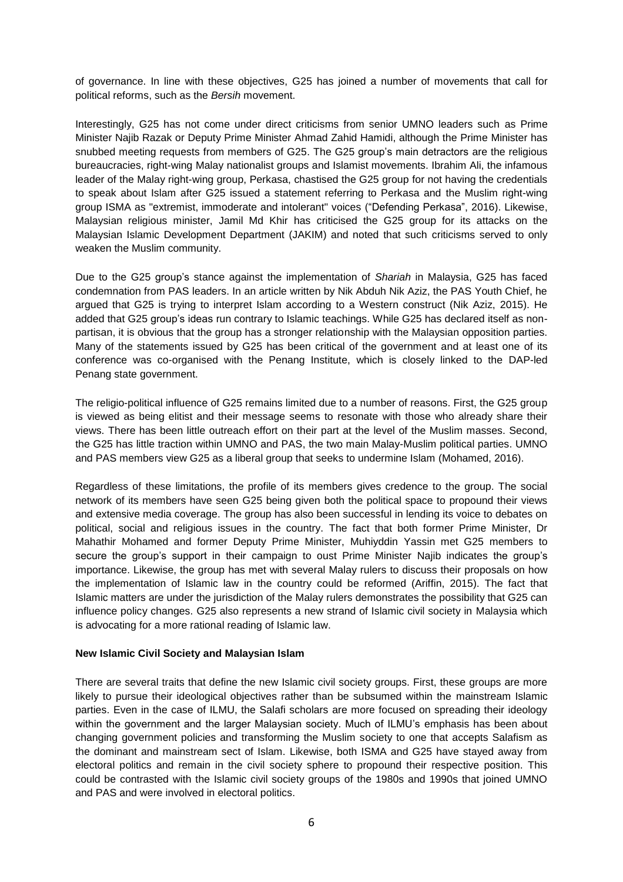of governance. In line with these objectives, G25 has joined a number of movements that call for political reforms, such as the *Bersih* movement.

Interestingly, G25 has not come under direct criticisms from senior UMNO leaders such as Prime Minister Najib Razak or Deputy Prime Minister Ahmad Zahid Hamidi, although the Prime Minister has snubbed meeting requests from members of G25. The G25 group's main detractors are the religious bureaucracies, right-wing Malay nationalist groups and Islamist movements. Ibrahim Ali, the infamous leader of the Malay right-wing group, Perkasa, chastised the G25 group for not having the credentials to speak about Islam after G25 issued a statement referring to Perkasa and the Muslim right-wing group ISMA as "extremist, immoderate and intolerant" voices ("Defending Perkasa", 2016). Likewise, Malaysian religious minister, Jamil Md Khir has criticised the G25 group for its attacks on the Malaysian Islamic Development Department (JAKIM) and noted that such criticisms served to only weaken the Muslim community.

Due to the G25 group's stance against the implementation of *Shariah* in Malaysia, G25 has faced condemnation from PAS leaders. In an article written by Nik Abduh Nik Aziz, the PAS Youth Chief, he argued that G25 is trying to interpret Islam according to a Western construct (Nik Aziz, 2015). He added that G25 group's ideas run contrary to Islamic teachings. While G25 has declared itself as non-partisan, it is obvious that the group has a stronger relationship with the Malaysian opposition parties. Many of the statements issued by G25 has been critical of the government and at least one of its conference was co-organised with the Penang Institute, which is closely linked to the DAP-led Penang state government.

The religio-political influence of G25 remains limited due to a number of reasons. First, the G25 group is viewed as being elitist and their message seems to resonate with those who already share their views. There has been little outreach effort on their part at the level of the Muslim masses. Second, the G25 has little traction within UMNO and PAS, the two main Malay-Muslim political parties. UMNO and PAS members view G25 as a liberal group that seeks to undermine Islam (Mohamed, 2016).

Regardless of these limitations, the profile of its members gives credence to the group. The social network of its members have seen G25 being given both the political space to propound their views and extensive media coverage. The group has also been successful in lending its voice to debates on political, social and religious issues in the country. The fact that both former Prime Minister, Dr Mahathir Mohamed and former Deputy Prime Minister, Muhiyddin Yassin met G25 members to secure the group's support in their campaign to oust Prime Minister Najib indicates the group's importance. Likewise, the group has met with several Malay rulers to discuss their proposals on how the implementation of Islamic law in the country could be reformed (Ariffin, 2015). The fact that Islamic matters are under the jurisdiction of the Malay rulers demonstrates the possibility that G25 can influence policy changes. G25 also represents a new strand of Islamic civil society in Malaysia which is advocating for a more rational reading of Islamic law.

**New Islamic Civil Society and Malaysian Islam**

There are several traits that define the new Islamic civil society groups. First, these groups are more likely to pursue their ideological objectives rather than be subsumed within the mainstream Islamic parties. Even in the case of ILMU, the Salafi scholars are more focused on spreading their ideology within the government and the larger Malaysian society. Much of ILMU's emphasis has been about changing government policies and transforming the Muslim society to one that accepts Salafism as the dominant and mainstream sect of Islam. Likewise, both ISMA and G25 have stayed away from electoral politics and remain in the civil society sphere to propound their respective position. This could be contrasted with the Islamic civil society groups of the 1980s and 1990s that joined UMNO and PAS and were involved in electoral politics.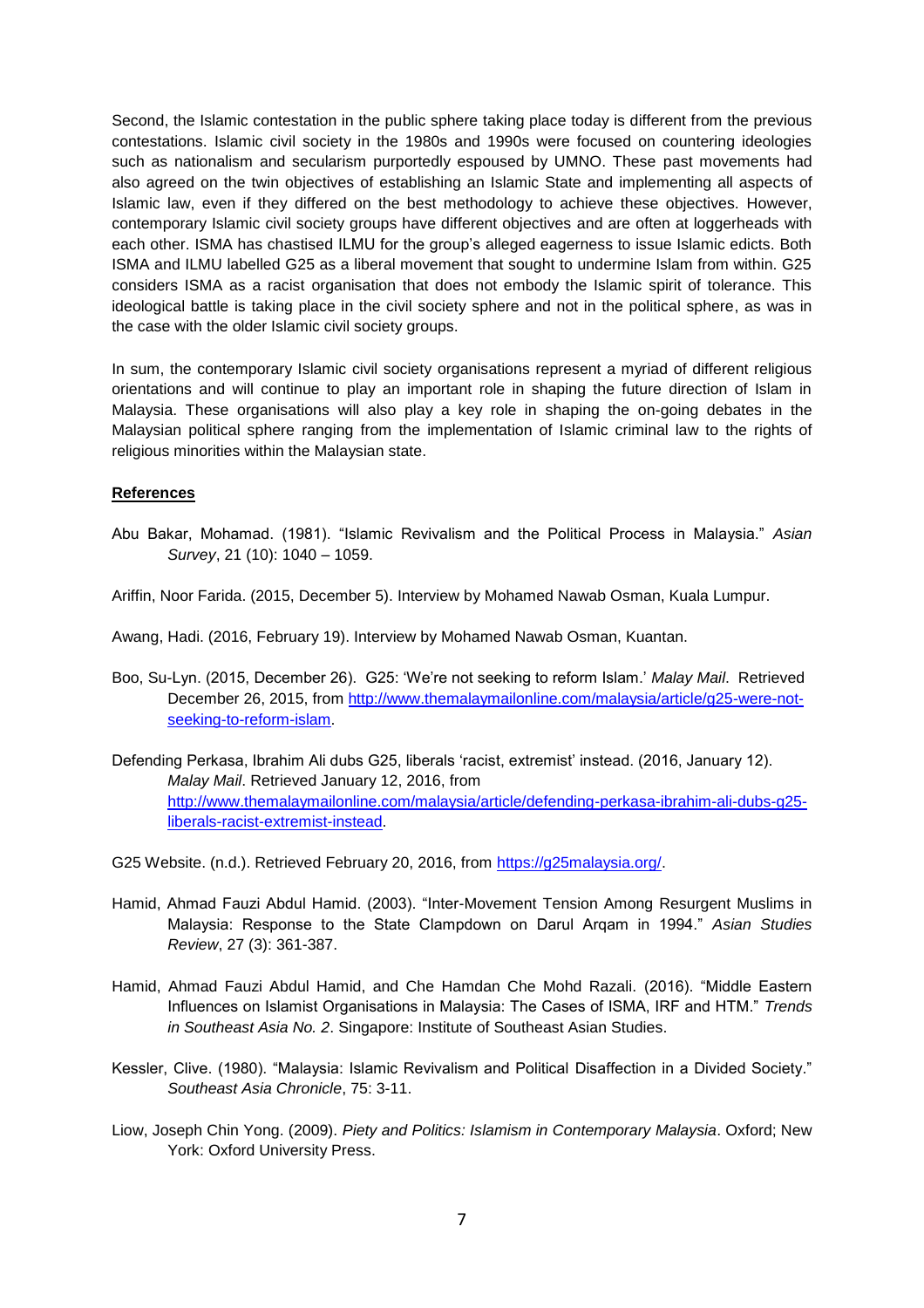Second, the Islamic contestation in the public sphere taking place today is different from the previous contestations. Islamic civil society in the 1980s and 1990s were focused on countering ideologies such as nationalism and secularism purportedly espoused by UMNO. These past movements had also agreed on the twin objectives of establishing an Islamic State and implementing all aspects of Islamic law, even if they differed on the best methodology to achieve these objectives. However, contemporary Islamic civil society groups have different objectives and are often at loggerheads with each other. ISMA has chastised ILMU for the group's alleged eagerness to issue Islamic edicts. Both ISMA and ILMU labelled G25 as a liberal movement that sought to undermine Islam from within. G25 considers ISMA as a racist organisation that does not embody the Islamic spirit of tolerance. This ideological battle is taking place in the civil society sphere and not in the political sphere, as was in the case with the older Islamic civil society groups.

In sum, the contemporary Islamic civil society organisations represent a myriad of different religious orientations and will continue to play an important role in shaping the future direction of Islam in Malaysia. These organisations will also play a key role in shaping the on-going debates in the Malaysian political sphere ranging from the implementation of Islamic criminal law to the rights of religious minorities within the Malaysian state.

## References

Abu Bakar, Mohamad. (1981). "Islamic Revivalism and the Political Process in Malaysia." *Asian Survey*, 21 (10): 1040 – 1059.

Ariffin, Noor Farida. (2015, December 5). Interview by Mohamed Nawab Osman, Kuala Lumpur.

Awang, Hadi. (2016, February 19). Interview by Mohamed Nawab Osman, Kuantan.

Boo, Su-Lyn. (2015, December 26). G25: 'We're not seeking to reform Islam.' *Malay Mail*. Retrieved December 26, 2015, from http://www.themalaymailonline.com/malaysia/article/g25-were-not-seeking-to-reform-islam.

Defending Perkasa, Ibrahim Ali dubs G25, liberals 'racist, extremist' instead. (2016, January 12). *Malay Mail*. Retrieved January 12, 2016, from http://www.themalaymailonline.com/malaysia/article/defending-perkasa-ibrahim-ali-dubs-g25-liberals-racist-extremist-instead.

G25 Website. (n.d.). Retrieved February 20, 2016, from https://g25malaysia.org/.

Hamid, Ahmad Fauzi Abdul Hamid. (2003). "Inter-Movement Tension Among Resurgent Muslims in Malaysia: Response to the State Clampdown on Darul Arqam in 1994." *Asian Studies Review*, 27 (3): 361-387.

Hamid, Ahmad Fauzi Abdul Hamid, and Che Hamdan Che Mohd Razali. (2016). "Middle Eastern Influences on Islamist Organisations in Malaysia: The Cases of ISMA, IRF and HTM." *Trends in Southeast Asia No. 2*. Singapore: Institute of Southeast Asian Studies.

Kessler, Clive. (1980). "Malaysia: Islamic Revivalism and Political Disaffection in a Divided Society." *Southeast Asia Chronicle*, 75: 3-11.

Liow, Joseph Chin Yong. (2009). *Piety and Politics: Islamism in Contemporary Malaysia*. Oxford; New York: Oxford University Press.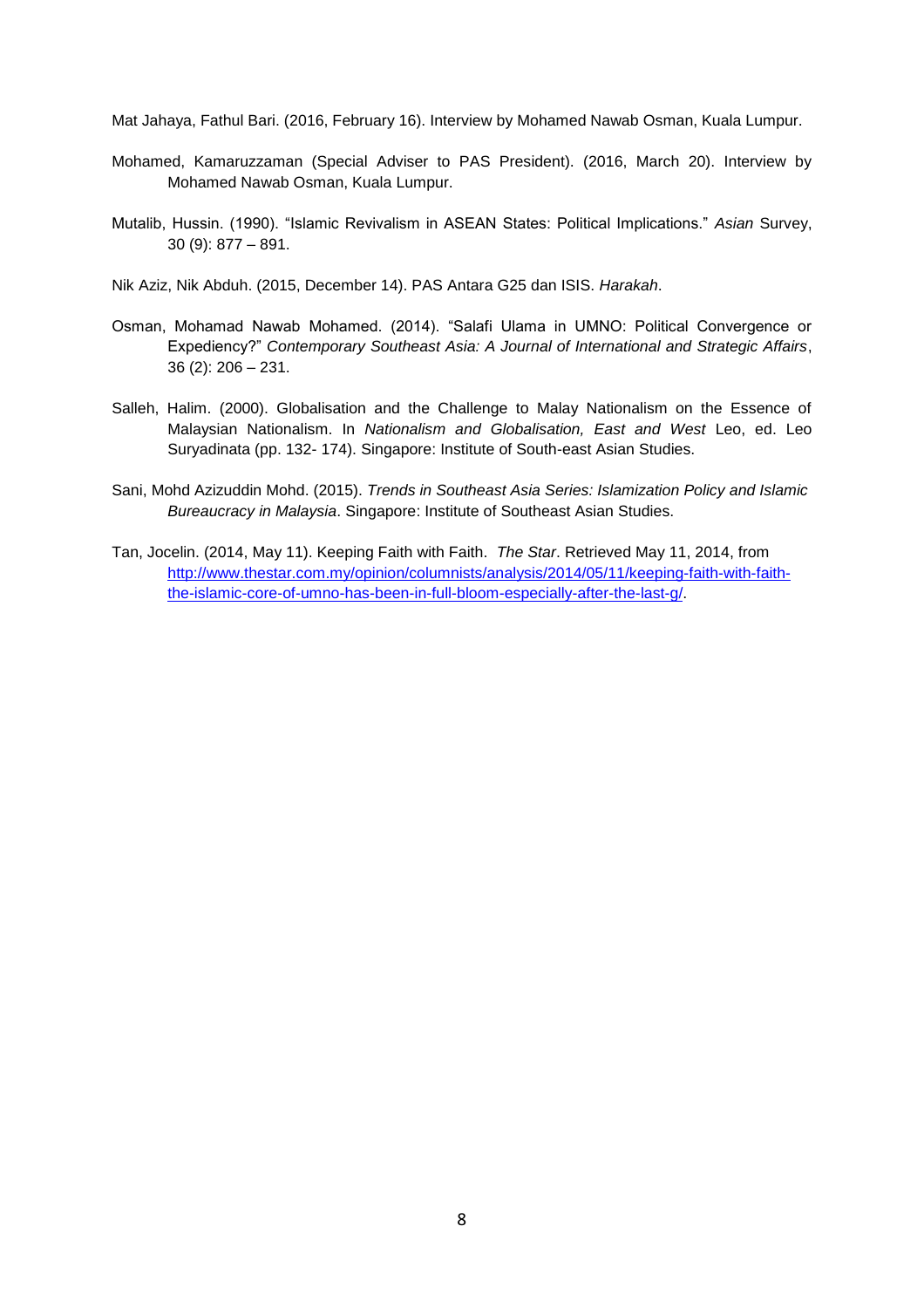Mat Jahaya, Fathul Bari. (2016, February 16). Interview by Mohamed Nawab Osman, Kuala Lumpur.

Mohamed, Kamaruzzaman (Special Adviser to PAS President). (2016, March 20). Interview by Mohamed Nawab Osman, Kuala Lumpur.

Mutalib, Hussin. (1990). "Islamic Revivalism in ASEAN States: Political Implications." *Asian* Survey, 30 (9): 877 – 891.

Nik Aziz, Nik Abduh. (2015, December 14). PAS Antara G25 dan ISIS. *Harakah*.

Osman, Mohamad Nawab Mohamed. (2014). "Salafi Ulama in UMNO: Political Convergence or Expediency?" *Contemporary Southeast Asia: A Journal of International and Strategic Affairs*, 36 (2): 206 – 231.

Salleh, Halim. (2000). Globalisation and the Challenge to Malay Nationalism on the Essence of Malaysian Nationalism. In *Nationalism and Globalisation, East and West* Leo, ed. Leo Suryadinata (pp. 132- 174). Singapore: Institute of South-east Asian Studies.

Sani, Mohd Azizuddin Mohd. (2015). *Trends in Southeast Asia Series: Islamization Policy and Islamic Bureaucracy in Malaysia*. Singapore: Institute of Southeast Asian Studies.

Tan, Jocelin. (2014, May 11). Keeping Faith with Faith. *The Star*. Retrieved May 11, 2014, from http://www.thestar.com.my/opinion/columnists/analysis/2014/05/11/keeping-faith-with-faith-the-islamic-core-of-umno-has-been-in-full-bloom-especially-after-the-last-g/.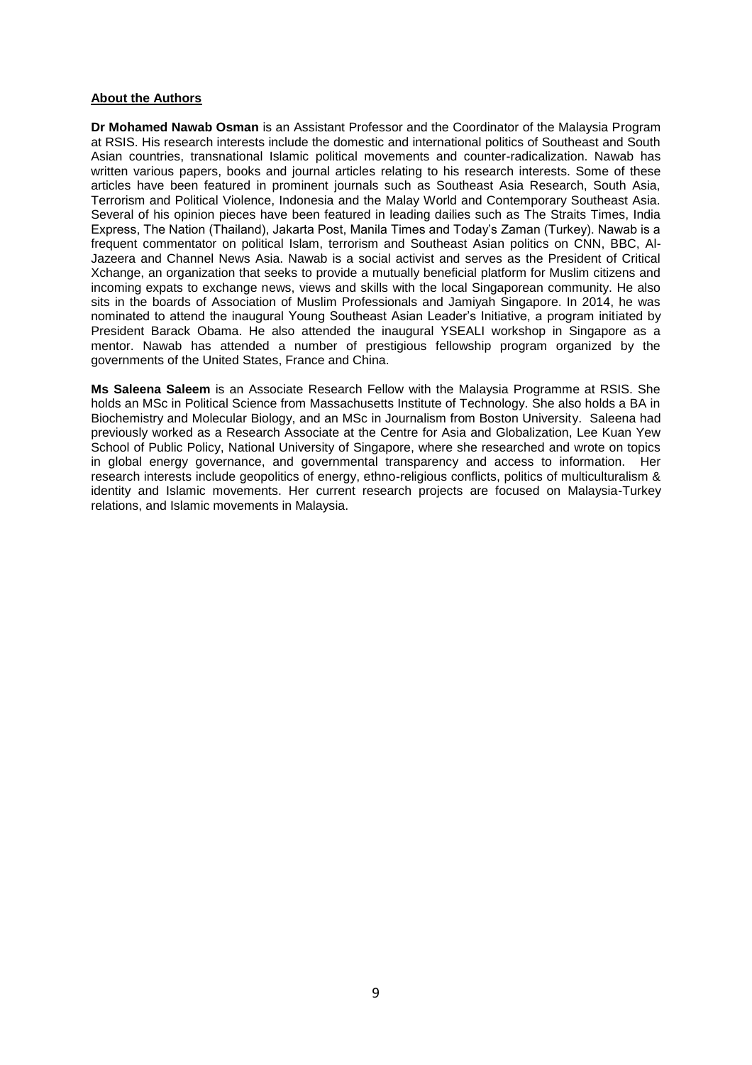**About the Authors**

**Dr Mohamed Nawab Osman** is an Assistant Professor and the Coordinator of the Malaysia Program at RSIS. His research interests include the domestic and international politics of Southeast and South Asian countries, transnational Islamic political movements and counter-radicalization. Nawab has written various papers, books and journal articles relating to his research interests. Some of these articles have been featured in prominent journals such as Southeast Asia Research, South Asia, Terrorism and Political Violence, Indonesia and the Malay World and Contemporary Southeast Asia. Several of his opinion pieces have been featured in leading dailies such as The Straits Times, India Express, The Nation (Thailand), Jakarta Post, Manila Times and Today's Zaman (Turkey). Nawab is a frequent commentator on political Islam, terrorism and Southeast Asian politics on CNN, BBC, Al-Jazeera and Channel News Asia. Nawab is a social activist and serves as the President of Critical Xchange, an organization that seeks to provide a mutually beneficial platform for Muslim citizens and incoming expats to exchange news, views and skills with the local Singaporean community. He also sits in the boards of Association of Muslim Professionals and Jamiyah Singapore. In 2014, he was nominated to attend the inaugural Young Southeast Asian Leader's Initiative, a program initiated by President Barack Obama. He also attended the inaugural YSEALI workshop in Singapore as a mentor. Nawab has attended a number of prestigious fellowship program organized by the governments of the United States, France and China.

**Ms Saleena Saleem** is an Associate Research Fellow with the Malaysia Programme at RSIS. She holds an MSc in Political Science from Massachusetts Institute of Technology. She also holds a BA in Biochemistry and Molecular Biology, and an MSc in Journalism from Boston University. Saleena had previously worked as a Research Associate at the Centre for Asia and Globalization, Lee Kuan Yew School of Public Policy, National University of Singapore, where she researched and wrote on topics in global energy governance, and governmental transparency and access to information. Her research interests include geopolitics of energy, ethno-religious conflicts, politics of multiculturalism & identity and Islamic movements. Her current research projects are focused on Malaysia-Turkey relations, and Islamic movements in Malaysia.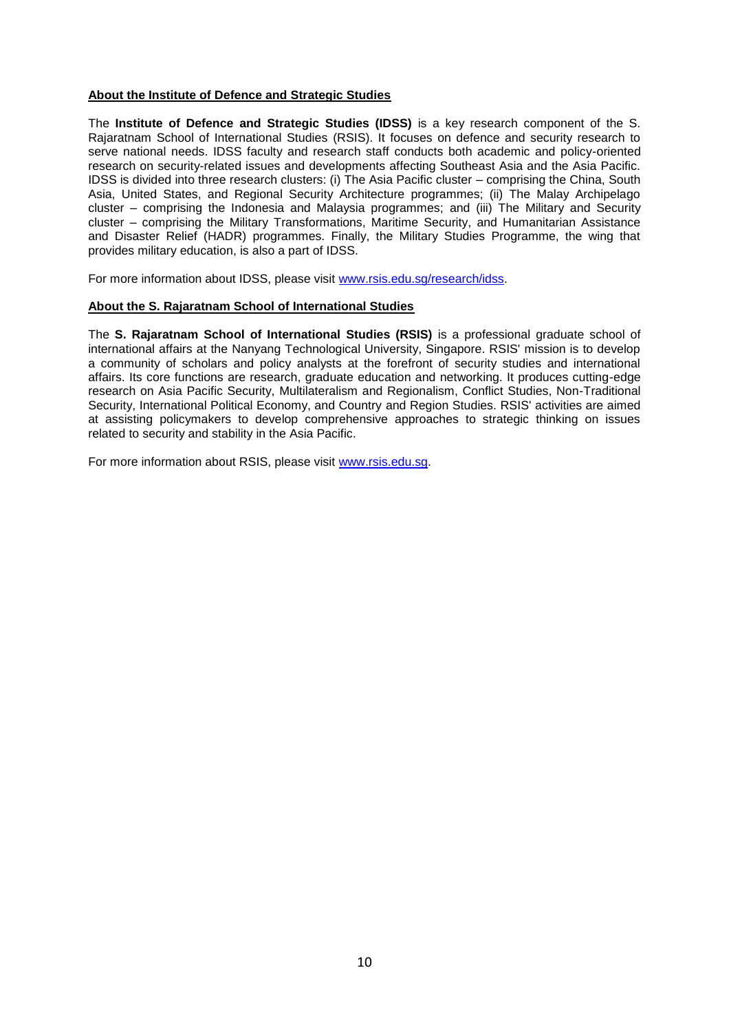**About the Institute of Defence and Strategic Studies**

The **Institute of Defence and Strategic Studies (IDSS)** is a key research component of the S. Rajaratnam School of International Studies (RSIS). It focuses on defence and security research to serve national needs. IDSS faculty and research staff conducts both academic and policy-oriented research on security-related issues and developments affecting Southeast Asia and the Asia Pacific. IDSS is divided into three research clusters: (i) The Asia Pacific cluster – comprising the China, South Asia, United States, and Regional Security Architecture programmes; (ii) The Malay Archipelago cluster – comprising the Indonesia and Malaysia programmes; and (iii) The Military and Security cluster – comprising the Military Transformations, Maritime Security, and Humanitarian Assistance and Disaster Relief (HADR) programmes. Finally, the Military Studies Programme, the wing that provides military education, is also a part of IDSS.

For more information about IDSS, please visit [www.rsis.edu.sg/research/idss](www.rsis.edu.sg/research/idss).

**About the S. Rajaratnam School of International Studies**

The **S. Rajaratnam School of International Studies (RSIS)** is a professional graduate school of international affairs at the Nanyang Technological University, Singapore. RSIS' mission is to develop a community of scholars and policy analysts at the forefront of security studies and international affairs. Its core functions are research, graduate education and networking. It produces cutting-edge research on Asia Pacific Security, Multilateralism and Regionalism, Conflict Studies, Non-Traditional Security, International Political Economy, and Country and Region Studies. RSIS' activities are aimed at assisting policymakers to develop comprehensive approaches to strategic thinking on issues related to security and stability in the Asia Pacific.

For more information about RSIS, please visit [www.rsis.edu.sg](www.rsis.edu.sg).